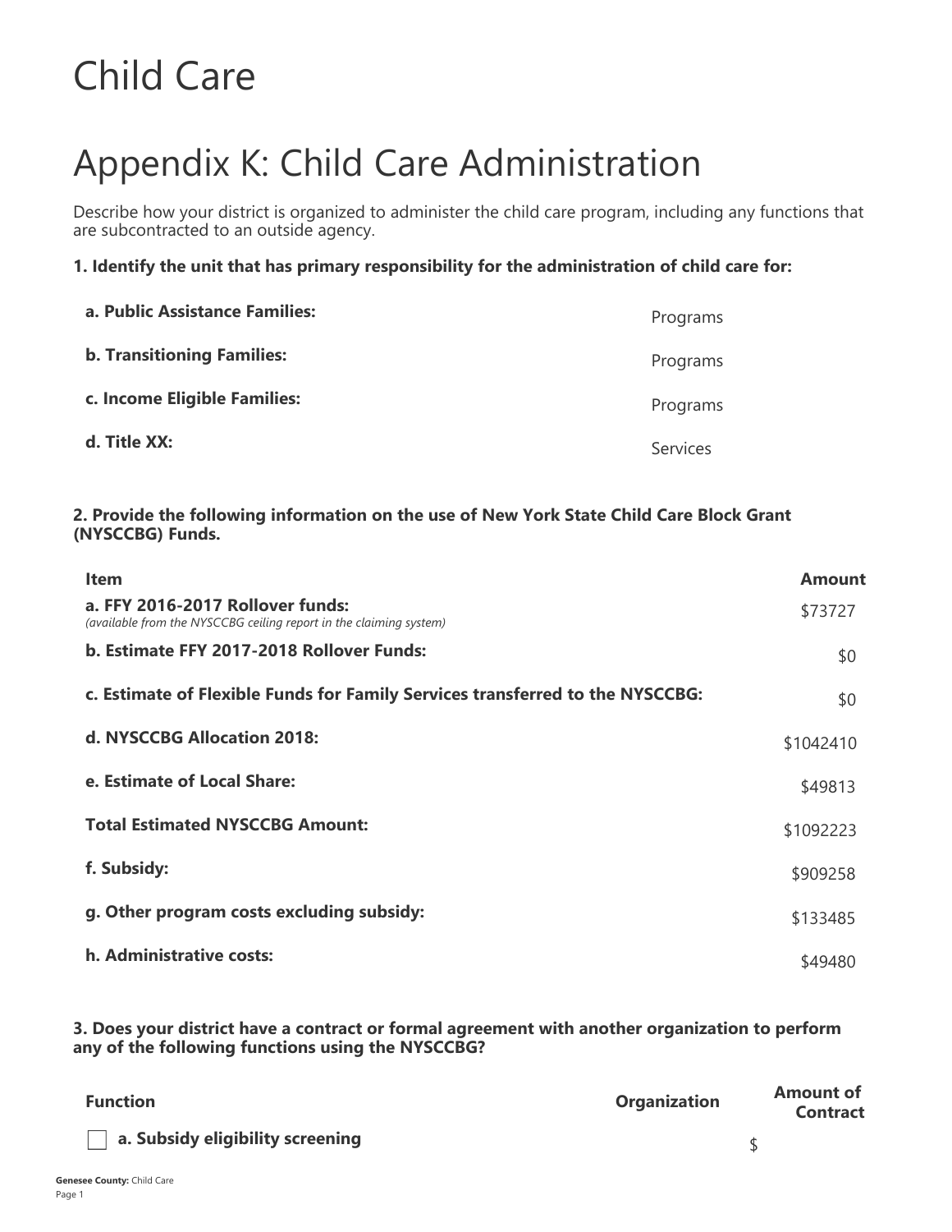# Child Care

# Appendix K: Child Care Administration

Describe how your district is organized to administer the child care program, including any functions that are subcontracted to an outside agency.

### 1. Identify the unit that has primary responsibility for the administration of child care for:

| | |
|---|---|
| **a. Public Assistance Families:** | Programs |
| **b. Transitioning Families:** | Programs |
| **c. Income Eligible Families:** | Programs |
| **d. Title XX:** | Services |

### 2. Provide the following information on the use of New York State Child Care Block Grant (NYSCCBG) Funds.

| Item | Amount |
|---|---|
| **a. FFY 2016-2017 Rollover funds:** *(available from the NYSCCBG ceiling report in the claiming system)* | $73727 |
| **b. Estimate FFY 2017-2018 Rollover Funds:** | $0 |
| **c. Estimate of Flexible Funds for Family Services transferred to the NYSCCBG:** | $0 |
| **d. NYSCCBG Allocation 2018:** | $1042410 |
| **e. Estimate of Local Share:** | $49813 |
| **Total Estimated NYSCCBG Amount:** | $1092223 |
| **f. Subsidy:** | $909258 |
| **g. Other program costs excluding subsidy:** | $133485 |
| **h. Administrative costs:** | $49480 |

### 3. Does your district have a contract or formal agreement with another organization to perform any of the following functions using the NYSCCBG?

| Function | Organization | Amount of Contract |
|---|---|---|
| ☐ **a. Subsidy eligibility screening** | | $ |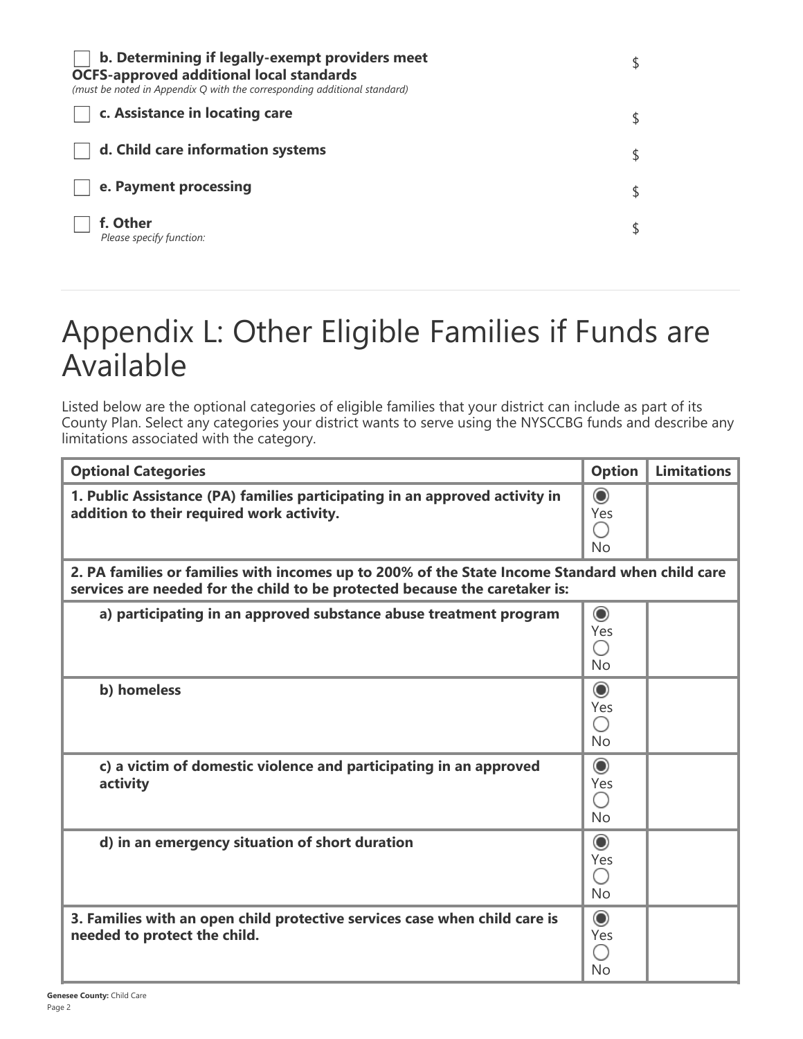- [ ] **b. Determining if legally-exempt providers meet OCFS-approved additional local standards** $
  *(must be noted in Appendix Q with the corresponding additional standard)*
- [ ] **c. Assistance in locating care** $
- [ ] **d. Child care information systems** $
- [ ] **e. Payment processing** $
- [ ] **f. Other** $
  *Please specify function:*

# Appendix L: Other Eligible Families if Funds are Available

Listed below are the optional categories of eligible families that your district can include as part of its County Plan. Select any categories your district wants to serve using the NYSCCBG funds and describe any limitations associated with the category.

| Optional Categories | Option | Limitations |
|---|---|---|
| **1. Public Assistance (PA) families participating in an approved activity in addition to their required work activity.** | (●) Yes ( ) No | |
| **2. PA families or families with incomes up to 200% of the State Income Standard when child care services are needed for the child to be protected because the caretaker is:** | | |
| **a) participating in an approved substance abuse treatment program** | (●) Yes ( ) No | |
| **b) homeless** | (●) Yes ( ) No | |
| **c) a victim of domestic violence and participating in an approved activity** | (●) Yes ( ) No | |
| **d) in an emergency situation of short duration** | (●) Yes ( ) No | |
| **3. Families with an open child protective services case when child care is needed to protect the child.** | (●) Yes ( ) No | |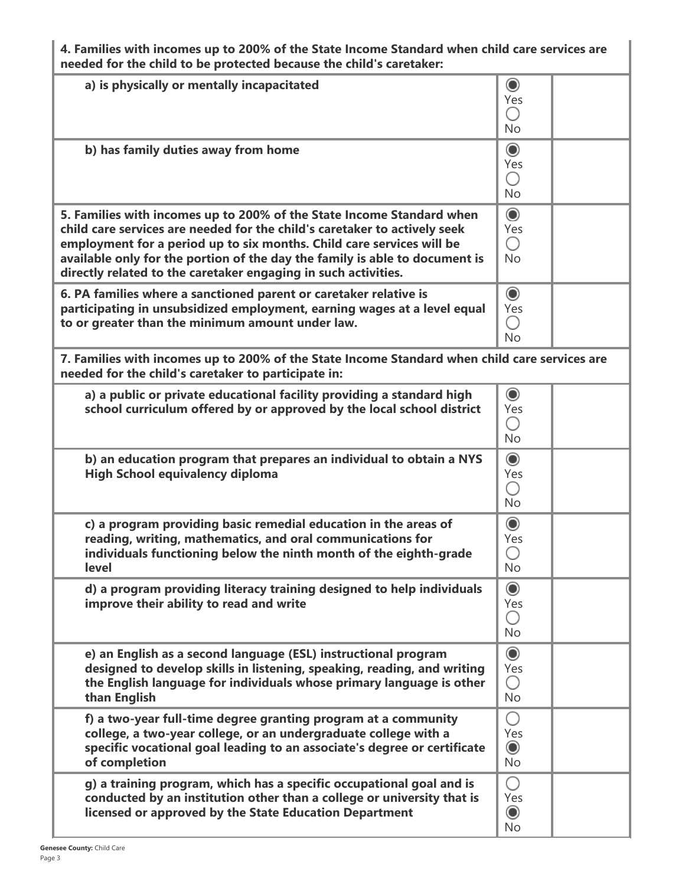| Item | Response | |
|---|---|---|
| **4. Families with incomes up to 200% of the State Income Standard when child care services are needed for the child to be protected because the child's caretaker:** | | |
| **a) is physically or mentally incapacitated** | ◉ Yes ○ No | |
| **b) has family duties away from home** | ◉ Yes ○ No | |
| **5. Families with incomes up to 200% of the State Income Standard when child care services are needed for the child's caretaker to actively seek employment for a period up to six months. Child care services will be available only for the portion of the day the family is able to document is directly related to the caretaker engaging in such activities.** | ◉ Yes ○ No | |
| **6. PA families where a sanctioned parent or caretaker relative is participating in unsubsidized employment, earning wages at a level equal to or greater than the minimum amount under law.** | ◉ Yes ○ No | |
| **7. Families with incomes up to 200% of the State Income Standard when child care services are needed for the child's caretaker to participate in:** | | |
| **a) a public or private educational facility providing a standard high school curriculum offered by or approved by the local school district** | ◉ Yes ○ No | |
| **b) an education program that prepares an individual to obtain a NYS High School equivalency diploma** | ◉ Yes ○ No | |
| **c) a program providing basic remedial education in the areas of reading, writing, mathematics, and oral communications for individuals functioning below the ninth month of the eighth-grade level** | ◉ Yes ○ No | |
| **d) a program providing literacy training designed to help individuals improve their ability to read and write** | ◉ Yes ○ No | |
| **e) an English as a second language (ESL) instructional program designed to develop skills in listening, speaking, reading, and writing the English language for individuals whose primary language is other than English** | ◉ Yes ○ No | |
| **f) a two-year full-time degree granting program at a community college, a two-year college, or an undergraduate college with a specific vocational goal leading to an associate's degree or certificate of completion** | ○ Yes ◉ No | |
| **g) a training program, which has a specific occupational goal and is conducted by an institution other than a college or university that is licensed or approved by the State Education Department** | ○ Yes ◉ No | |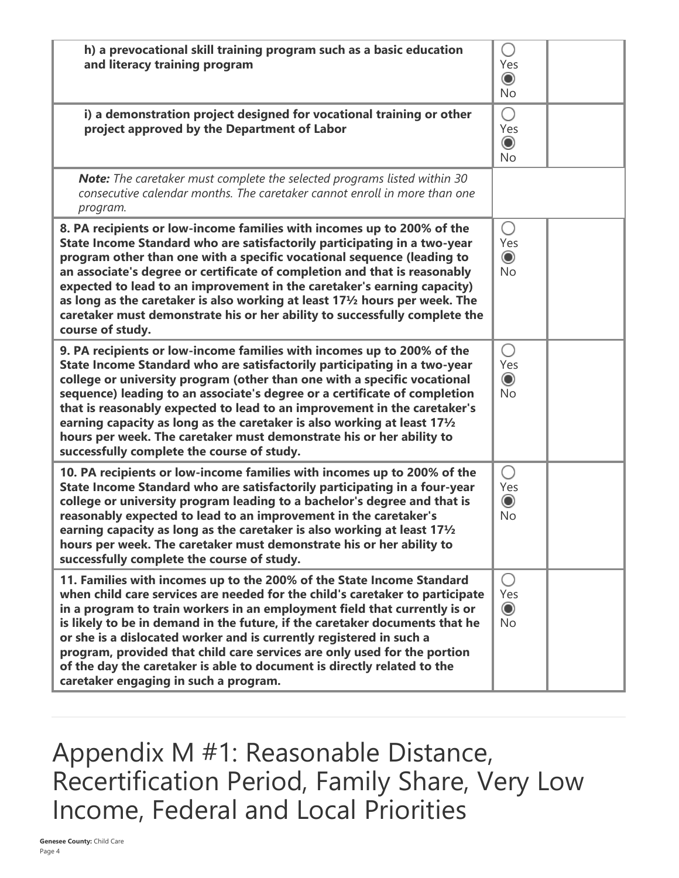| | | |
|---|---|---|
| **h) a prevocational skill training program such as a basic education and literacy training program** | ◯ Yes ◉ No | |
| **i) a demonstration project designed for vocational training or other project approved by the Department of Labor** | ◯ Yes ◉ No | |
| ***Note:*** *The caretaker must complete the selected programs listed within 30 consecutive calendar months. The caretaker cannot enroll in more than one program.* | | |
| **8. PA recipients or low-income families with incomes up to 200% of the State Income Standard who are satisfactorily participating in a two-year program other than one with a specific vocational sequence (leading to an associate's degree or certificate of completion and that is reasonably expected to lead to an improvement in the caretaker's earning capacity) as long as the caretaker is also working at least 17½ hours per week. The caretaker must demonstrate his or her ability to successfully complete the course of study.** | ◯ Yes ◉ No | |
| **9. PA recipients or low-income families with incomes up to 200% of the State Income Standard who are satisfactorily participating in a two-year college or university program (other than one with a specific vocational sequence) leading to an associate's degree or a certificate of completion that is reasonably expected to lead to an improvement in the caretaker's earning capacity as long as the caretaker is also working at least 17½ hours per week. The caretaker must demonstrate his or her ability to successfully complete the course of study.** | ◯ Yes ◉ No | |
| **10. PA recipients or low-income families with incomes up to 200% of the State Income Standard who are satisfactorily participating in a four-year college or university program leading to a bachelor's degree and that is reasonably expected to lead to an improvement in the caretaker's earning capacity as long as the caretaker is also working at least 17½ hours per week. The caretaker must demonstrate his or her ability to successfully complete the course of study.** | ◯ Yes ◉ No | |
| **11. Families with incomes up to the 200% of the State Income Standard when child care services are needed for the child's caretaker to participate in a program to train workers in an employment field that currently is or is likely to be in demand in the future, if the caretaker documents that he or she is a dislocated worker and is currently registered in such a program, provided that child care services are only used for the portion of the day the caretaker is able to document is directly related to the caretaker engaging in such a program.** | ◯ Yes ◉ No | |

# Appendix M #1: Reasonable Distance, Recertification Period, Family Share, Very Low Income, Federal and Local Priorities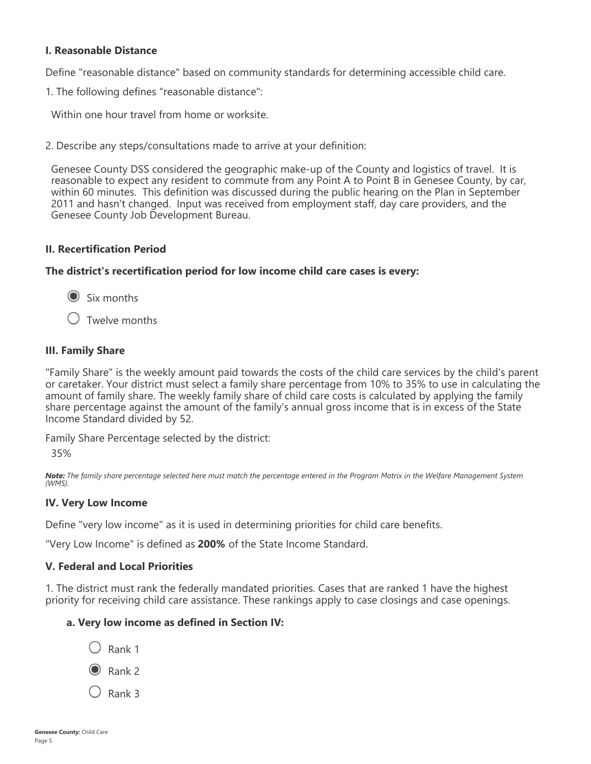### I. Reasonable Distance

Define "reasonable distance" based on community standards for determining accessible child care.

1. The following defines "reasonable distance":

Within one hour travel from home or worksite.

2. Describe any steps/consultations made to arrive at your definition:

Genesee County DSS considered the geographic make-up of the County and logistics of travel. It is reasonable to expect any resident to commute from any Point A to Point B in Genesee County, by car, within 60 minutes. This definition was discussed during the public hearing on the Plan in September 2011 and hasn't changed. Input was received from employment staff, day care providers, and the Genesee County Job Development Bureau.

### II. Recertification Period

**The district's recertification period for low income child care cases is every:**

- (●) Six months
- ( ) Twelve months

### III. Family Share

"Family Share" is the weekly amount paid towards the costs of the child care services by the child's parent or caretaker. Your district must select a family share percentage from 10% to 35% to use in calculating the amount of family share. The weekly family share of child care costs is calculated by applying the family share percentage against the amount of the family's annual gross income that is in excess of the State Income Standard divided by 52.

Family Share Percentage selected by the district:

35%

***Note:*** *The family share percentage selected here must match the percentage entered in the Program Matrix in the Welfare Management System (WMS).*

### IV. Very Low Income

Define "very low income" as it is used in determining priorities for child care benefits.

"Very Low Income" is defined as **200%** of the State Income Standard.

### V. Federal and Local Priorities

1. The district must rank the federally mandated priorities. Cases that are ranked 1 have the highest priority for receiving child care assistance. These rankings apply to case closings and case openings.

**a. Very low income as defined in Section IV:**

- ( ) Rank 1
- (●) Rank 2
- ( ) Rank 3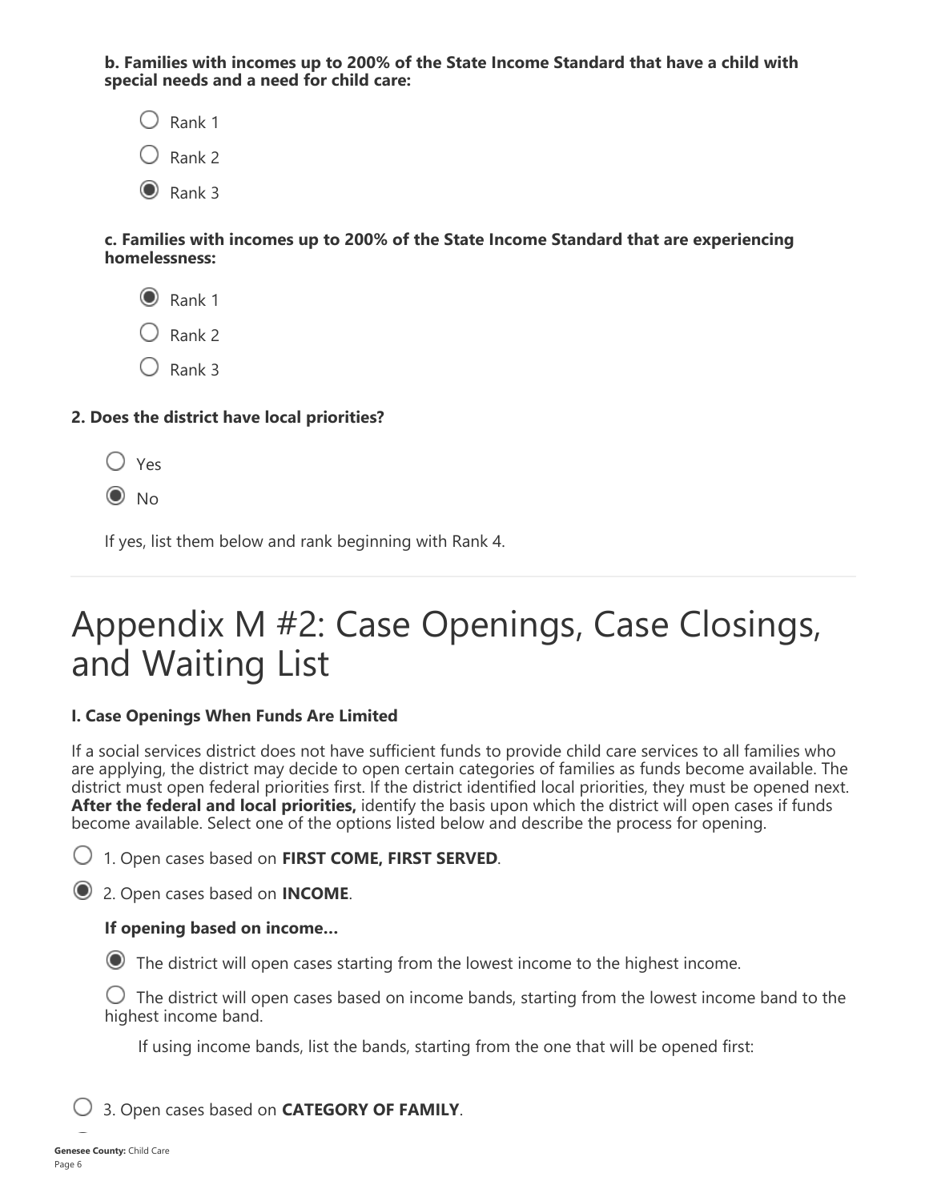**b. Families with incomes up to 200% of the State Income Standard that have a child with special needs and a need for child care:**

- ○ Rank 1
- ○ Rank 2
- ◉ Rank 3

**c. Families with incomes up to 200% of the State Income Standard that are experiencing homelessness:**

- ◉ Rank 1
- ○ Rank 2
- ○ Rank 3

**2. Does the district have local priorities?**

- ○ Yes
- ◉ No

If yes, list them below and rank beginning with Rank 4.

---

# Appendix M #2: Case Openings, Case Closings, and Waiting List

**I. Case Openings When Funds Are Limited**

If a social services district does not have sufficient funds to provide child care services to all families who are applying, the district may decide to open certain categories of families as funds become available. The district must open federal priorities first. If the district identified local priorities, they must be opened next. **After the federal and local priorities,** identify the basis upon which the district will open cases if funds become available. Select one of the options listed below and describe the process for opening.

○ 1. Open cases based on **FIRST COME, FIRST SERVED**.

◉ 2. Open cases based on **INCOME**.

**If opening based on income...**

◉ The district will open cases starting from the lowest income to the highest income.

○ The district will open cases based on income bands, starting from the lowest income band to the highest income band.

If using income bands, list the bands, starting from the one that will be opened first:

○ 3. Open cases based on **CATEGORY OF FAMILY**.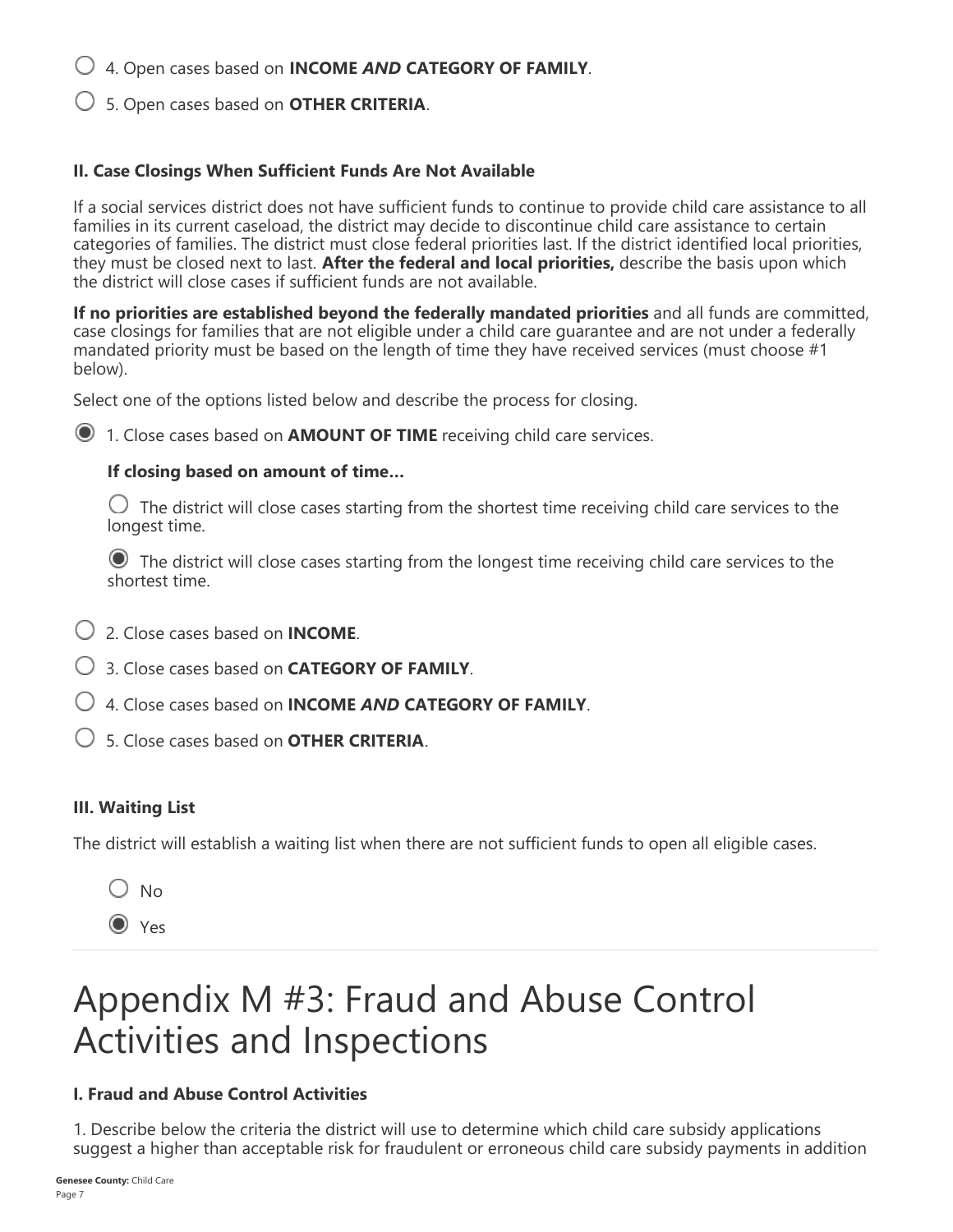- ○ 4. Open cases based on **INCOME *AND* CATEGORY OF FAMILY**.
- ○ 5. Open cases based on **OTHER CRITERIA**.

**II. Case Closings When Sufficient Funds Are Not Available**

If a social services district does not have sufficient funds to continue to provide child care assistance to all families in its current caseload, the district may decide to discontinue child care assistance to certain categories of families. The district must close federal priorities last. If the district identified local priorities, they must be closed next to last. **After the federal and local priorities,** describe the basis upon which the district will close cases if sufficient funds are not available.

**If no priorities are established beyond the federally mandated priorities** and all funds are committed, case closings for families that are not eligible under a child care guarantee and are not under a federally mandated priority must be based on the length of time they have received services (must choose #1 below).

Select one of the options listed below and describe the process for closing.

- ◉ 1. Close cases based on **AMOUNT OF TIME** receiving child care services.

  **If closing based on amount of time...**

  - ○ The district will close cases starting from the shortest time receiving child care services to the longest time.
  - ◉ The district will close cases starting from the longest time receiving child care services to the shortest time.

- ○ 2. Close cases based on **INCOME**.
- ○ 3. Close cases based on **CATEGORY OF FAMILY**.
- ○ 4. Close cases based on **INCOME *AND* CATEGORY OF FAMILY**.
- ○ 5. Close cases based on **OTHER CRITERIA**.

**III. Waiting List**

The district will establish a waiting list when there are not sufficient funds to open all eligible cases.

- ○ No
- ◉ Yes

# Appendix M #3: Fraud and Abuse Control Activities and Inspections

**I. Fraud and Abuse Control Activities**

1. Describe below the criteria the district will use to determine which child care subsidy applications suggest a higher than acceptable risk for fraudulent or erroneous child care subsidy payments in addition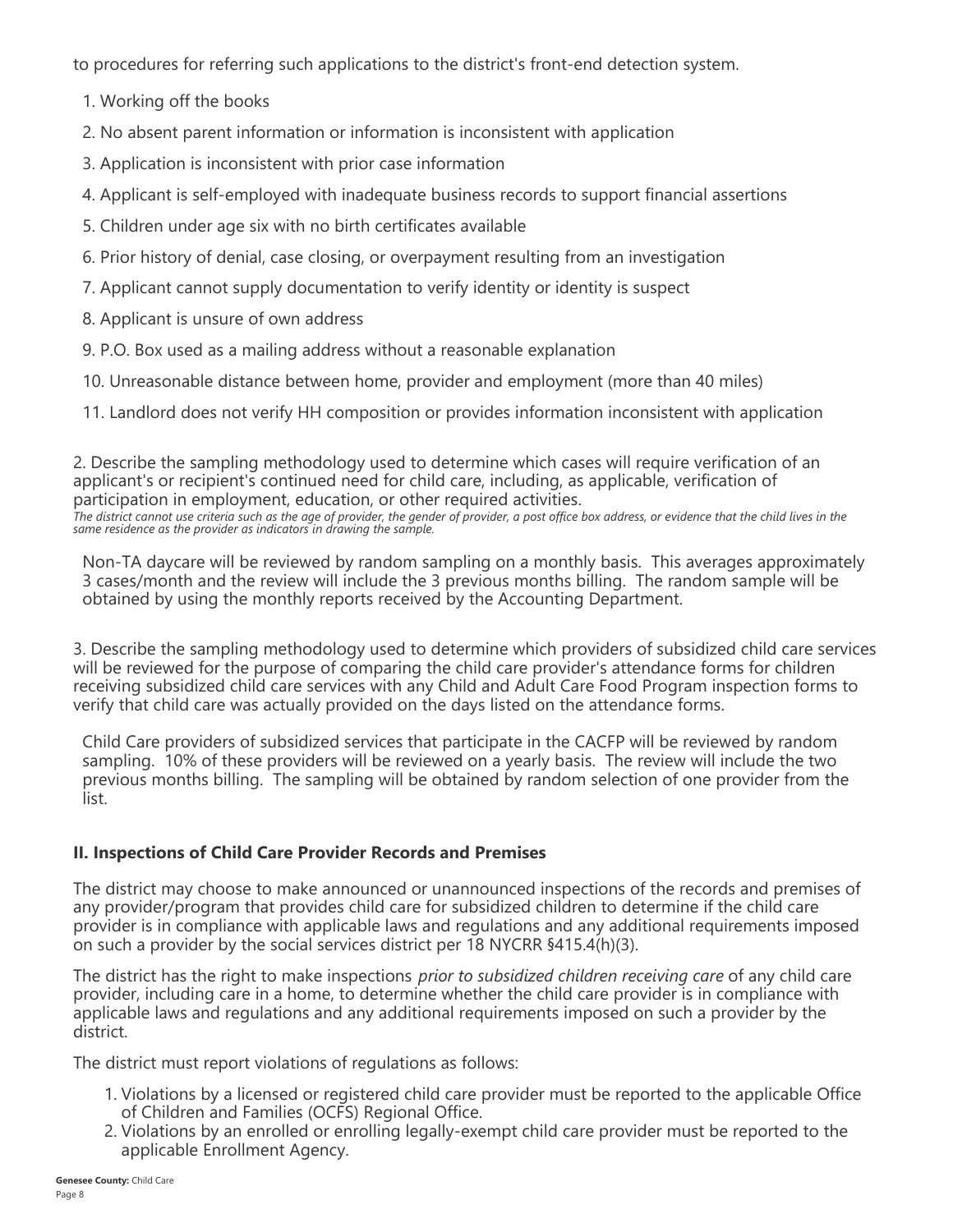to procedures for referring such applications to the district's front-end detection system.

1. Working off the books
2. No absent parent information or information is inconsistent with application
3. Application is inconsistent with prior case information
4. Applicant is self-employed with inadequate business records to support financial assertions
5. Children under age six with no birth certificates available
6. Prior history of denial, case closing, or overpayment resulting from an investigation
7. Applicant cannot supply documentation to verify identity or identity is suspect
8. Applicant is unsure of own address
9. P.O. Box used as a mailing address without a reasonable explanation
10. Unreasonable distance between home, provider and employment (more than 40 miles)
11. Landlord does not verify HH composition or provides information inconsistent with application

2. Describe the sampling methodology used to determine which cases will require verification of an applicant's or recipient's continued need for child care, including, as applicable, verification of participation in employment, education, or other required activities.
*The district cannot use criteria such as the age of provider, the gender of provider, a post office box address, or evidence that the child lives in the same residence as the provider as indicators in drawing the sample.*

Non-TA daycare will be reviewed by random sampling on a monthly basis. This averages approximately 3 cases/month and the review will include the 3 previous months billing. The random sample will be obtained by using the monthly reports received by the Accounting Department.

3. Describe the sampling methodology used to determine which providers of subsidized child care services will be reviewed for the purpose of comparing the child care provider's attendance forms for children receiving subsidized child care services with any Child and Adult Care Food Program inspection forms to verify that child care was actually provided on the days listed on the attendance forms.

Child Care providers of subsidized services that participate in the CACFP will be reviewed by random sampling. 10% of these providers will be reviewed on a yearly basis. The review will include the two previous months billing. The sampling will be obtained by random selection of one provider from the list.

### II. Inspections of Child Care Provider Records and Premises

The district may choose to make announced or unannounced inspections of the records and premises of any provider/program that provides child care for subsidized children to determine if the child care provider is in compliance with applicable laws and regulations and any additional requirements imposed on such a provider by the social services district per 18 NYCRR §415.4(h)(3).

The district has the right to make inspections *prior to subsidized children receiving care* of any child care provider, including care in a home, to determine whether the child care provider is in compliance with applicable laws and regulations and any additional requirements imposed on such a provider by the district.

The district must report violations of regulations as follows:

1. Violations by a licensed or registered child care provider must be reported to the applicable Office of Children and Families (OCFS) Regional Office.
2. Violations by an enrolled or enrolling legally-exempt child care provider must be reported to the applicable Enrollment Agency.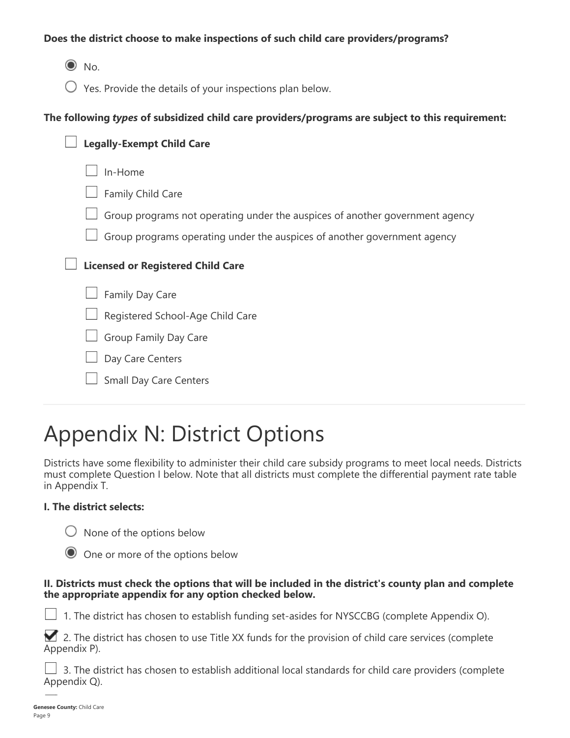**Does the district choose to make inspections of such child care providers/programs?**

- [x] No.
- [ ] Yes. Provide the details of your inspections plan below.

**The following *types* of subsidized child care providers/programs are subject to this requirement:**

- [ ] **Legally-Exempt Child Care**
  - [ ] In-Home
  - [ ] Family Child Care
  - [ ] Group programs not operating under the auspices of another government agency
  - [ ] Group programs operating under the auspices of another government agency
- [ ] **Licensed or Registered Child Care**
  - [ ] Family Day Care
  - [ ] Registered School-Age Child Care
  - [ ] Group Family Day Care
  - [ ] Day Care Centers
  - [ ] Small Day Care Centers

# Appendix N: District Options

Districts have some flexibility to administer their child care subsidy programs to meet local needs. Districts must complete Question I below. Note that all districts must complete the differential payment rate table in Appendix T.

**I. The district selects:**

- [ ] None of the options below
- [x] One or more of the options below

**II. Districts must check the options that will be included in the district's county plan and complete the appropriate appendix for any option checked below.**

- [ ] 1. The district has chosen to establish funding set-asides for NYSCCBG (complete Appendix O).
- [x] 2. The district has chosen to use Title XX funds for the provision of child care services (complete Appendix P).
- [ ] 3. The district has chosen to establish additional local standards for child care providers (complete Appendix Q).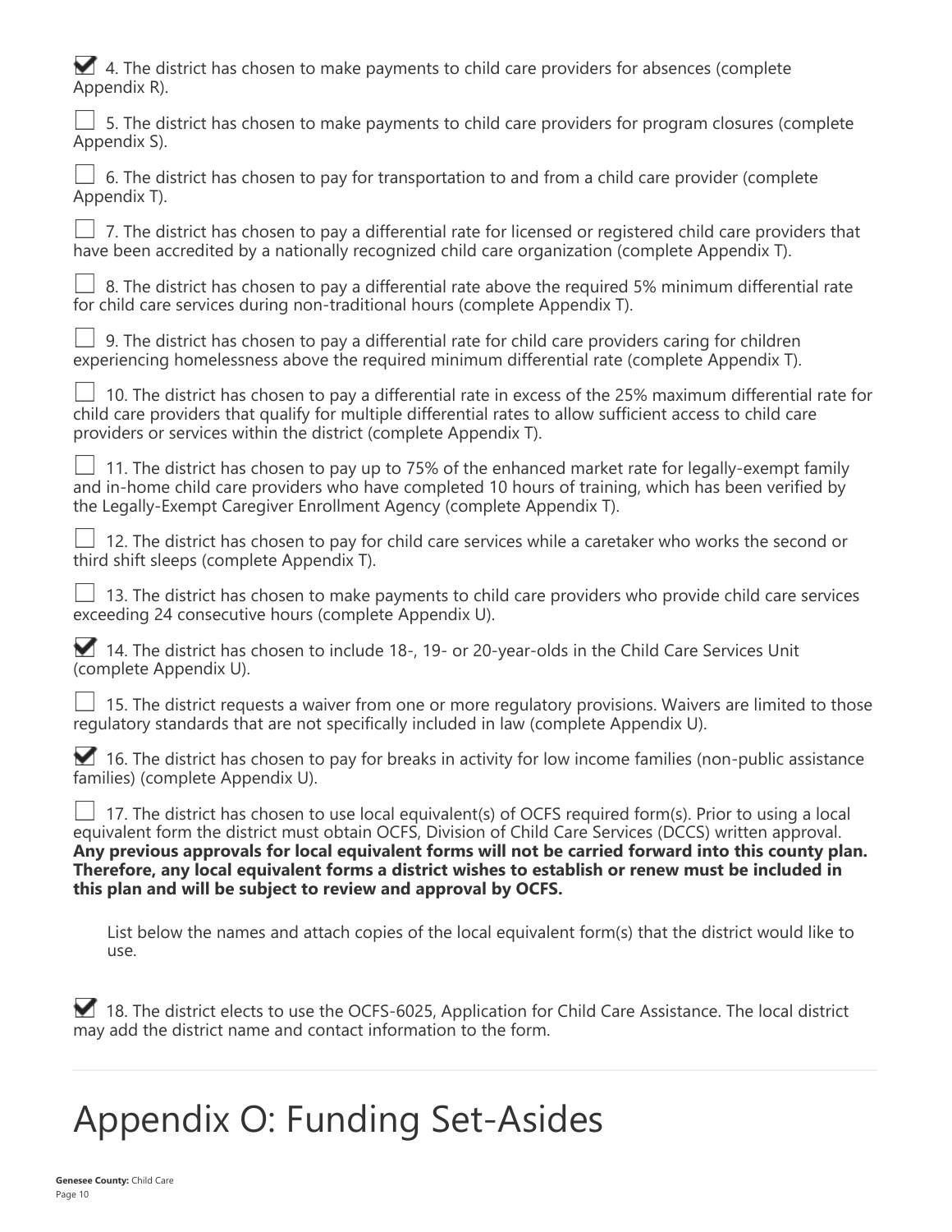- [x] 4. The district has chosen to make payments to child care providers for absences (complete Appendix R).

- [ ] 5. The district has chosen to make payments to child care providers for program closures (complete Appendix S).

- [ ] 6. The district has chosen to pay for transportation to and from a child care provider (complete Appendix T).

- [ ] 7. The district has chosen to pay a differential rate for licensed or registered child care providers that have been accredited by a nationally recognized child care organization (complete Appendix T).

- [ ] 8. The district has chosen to pay a differential rate above the required 5% minimum differential rate for child care services during non-traditional hours (complete Appendix T).

- [ ] 9. The district has chosen to pay a differential rate for child care providers caring for children experiencing homelessness above the required minimum differential rate (complete Appendix T).

- [ ] 10. The district has chosen to pay a differential rate in excess of the 25% maximum differential rate for child care providers that qualify for multiple differential rates to allow sufficient access to child care providers or services within the district (complete Appendix T).

- [ ] 11. The district has chosen to pay up to 75% of the enhanced market rate for legally-exempt family and in-home child care providers who have completed 10 hours of training, which has been verified by the Legally-Exempt Caregiver Enrollment Agency (complete Appendix T).

- [ ] 12. The district has chosen to pay for child care services while a caretaker who works the second or third shift sleeps (complete Appendix T).

- [ ] 13. The district has chosen to make payments to child care providers who provide child care services exceeding 24 consecutive hours (complete Appendix U).

- [x] 14. The district has chosen to include 18-, 19- or 20-year-olds in the Child Care Services Unit (complete Appendix U).

- [ ] 15. The district requests a waiver from one or more regulatory provisions. Waivers are limited to those regulatory standards that are not specifically included in law (complete Appendix U).

- [x] 16. The district has chosen to pay for breaks in activity for low income families (non-public assistance families) (complete Appendix U).

- [ ] 17. The district has chosen to use local equivalent(s) of OCFS required form(s). Prior to using a local equivalent form the district must obtain OCFS, Division of Child Care Services (DCCS) written approval. **Any previous approvals for local equivalent forms will not be carried forward into this county plan. Therefore, any local equivalent forms a district wishes to establish or renew must be included in this plan and will be subject to review and approval by OCFS.**

  List below the names and attach copies of the local equivalent form(s) that the district would like to use.

- [x] 18. The district elects to use the OCFS-6025, Application for Child Care Assistance. The local district may add the district name and contact information to the form.

---

# Appendix O: Funding Set-Asides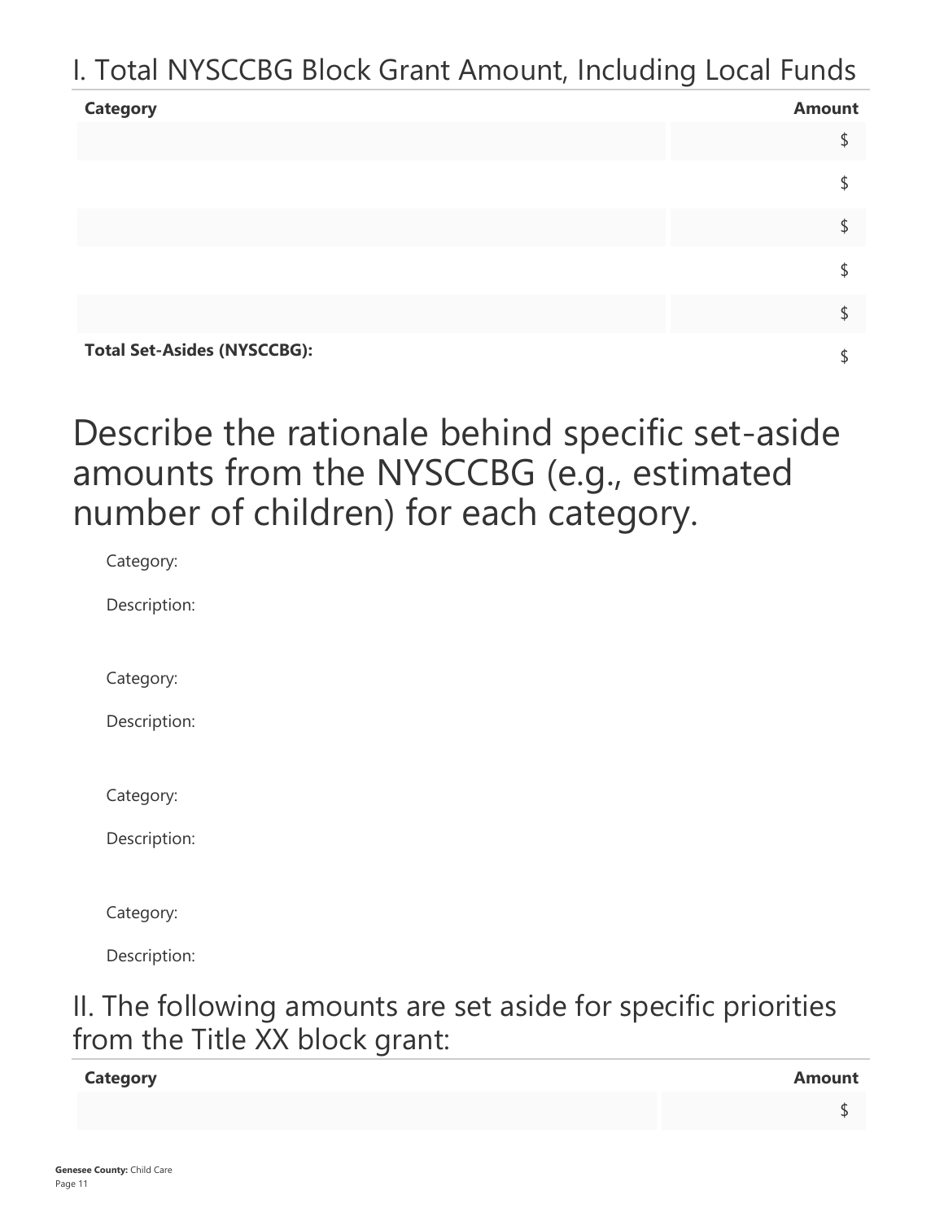## I. Total NYSCCBG Block Grant Amount, Including Local Funds

| Category | Amount |
|---|---|
| | $ |
| | $ |
| | $ |
| | $ |
| | $ |
| **Total Set-Asides (NYSCCBG):** | $ |

# Describe the rationale behind specific set-aside amounts from the NYSCCBG (e.g., estimated number of children) for each category.

Category:

Description:

Category:

Description:

Category:

Description:

Category:

Description:

## II. The following amounts are set aside for specific priorities from the Title XX block grant:

| Category | Amount |
|---|---|
| | $ |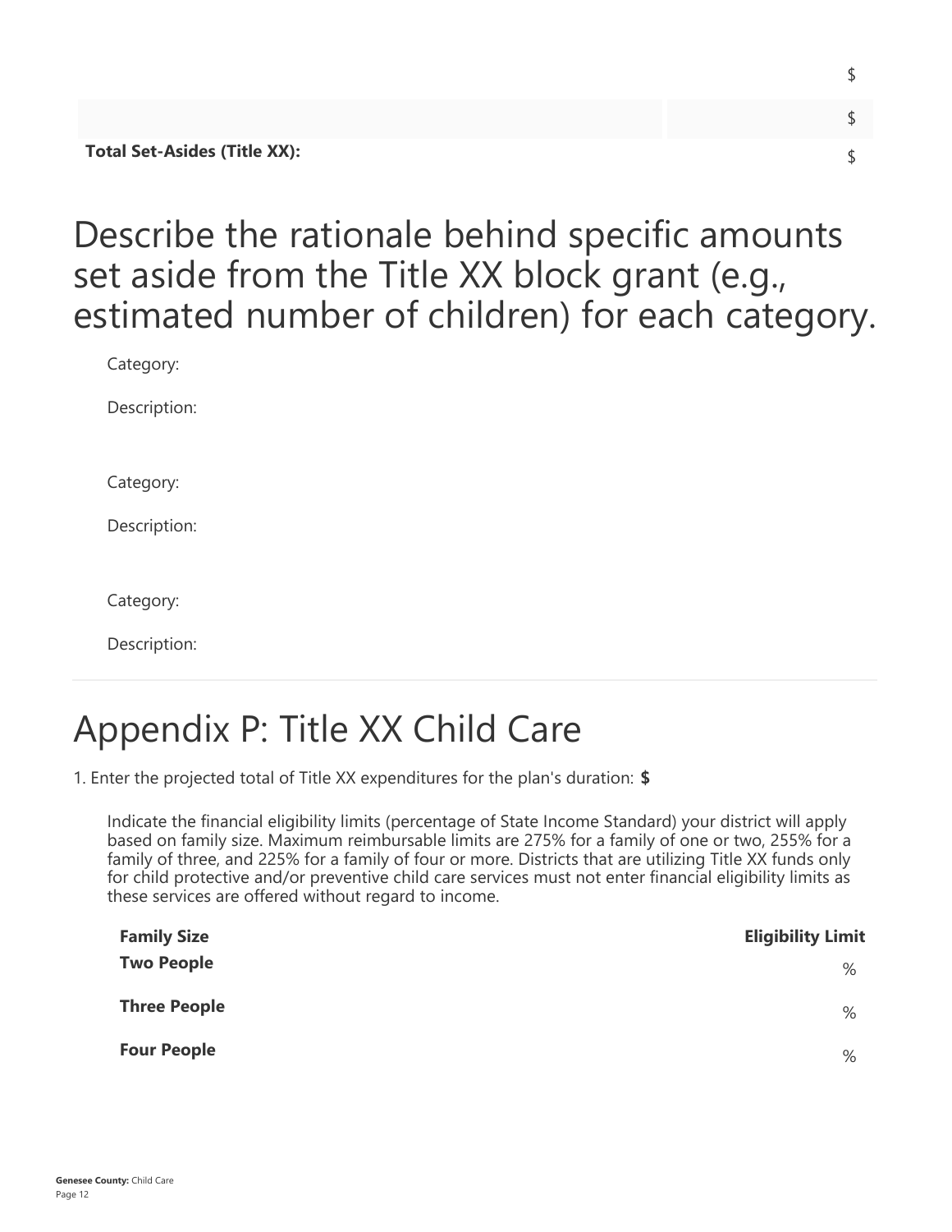| | |
|---|---|
| | $ |
| | $ |
| **Total Set-Asides (Title XX):** | $ |

# Describe the rationale behind specific amounts set aside from the Title XX block grant (e.g., estimated number of children) for each category.

Category:

Description:

Category:

Description:

Category:

Description:

---

# Appendix P: Title XX Child Care

1. Enter the projected total of Title XX expenditures for the plan's duration: **$**

Indicate the financial eligibility limits (percentage of State Income Standard) your district will apply based on family size. Maximum reimbursable limits are 275% for a family of one or two, 255% for a family of three, and 225% for a family of four or more. Districts that are utilizing Title XX funds only for child protective and/or preventive child care services must not enter financial eligibility limits as these services are offered without regard to income.

| Family Size | Eligibility Limit |
|---|---|
| **Two People** | % |
| **Three People** | % |
| **Four People** | % |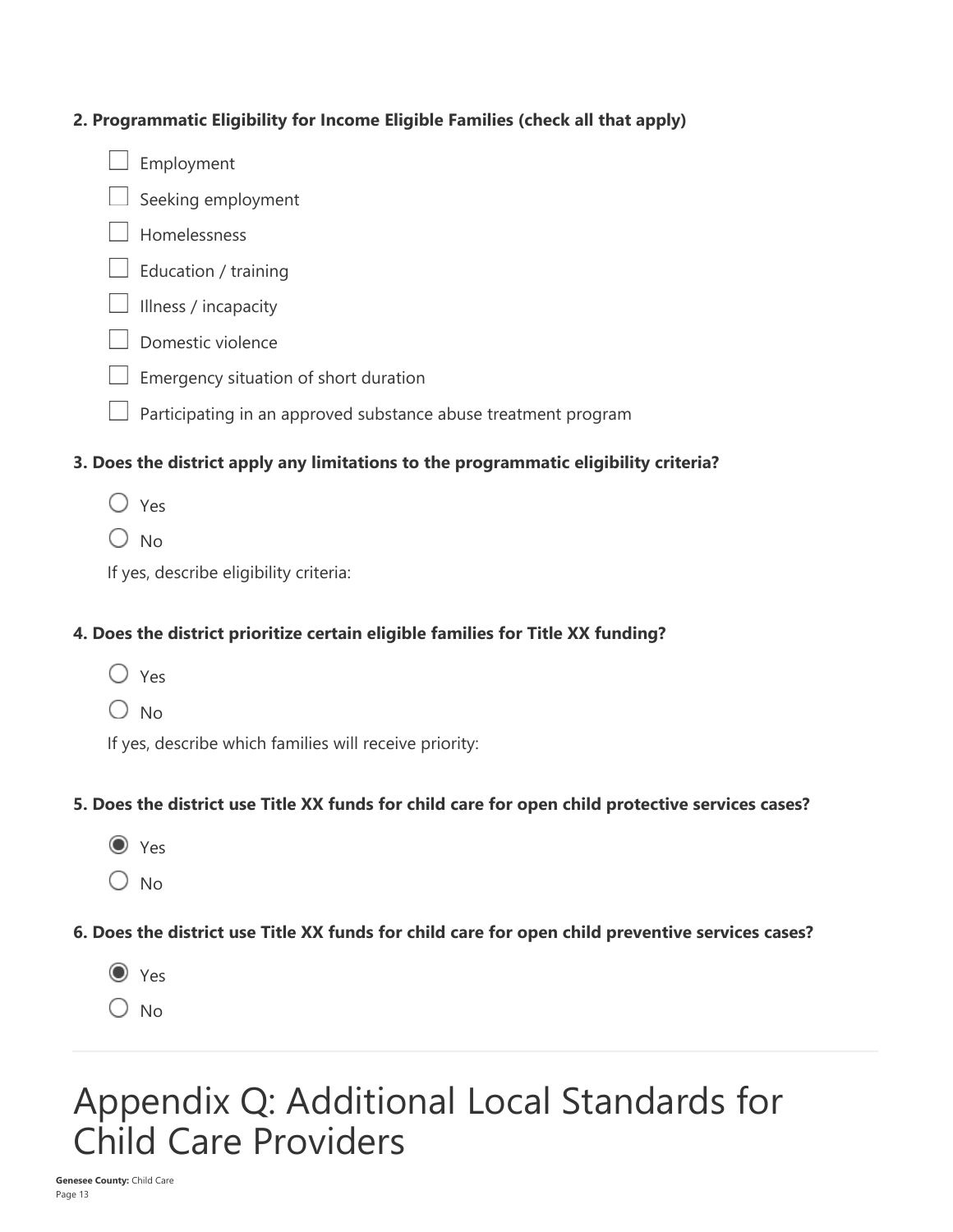**2. Programmatic Eligibility for Income Eligible Families (check all that apply)**

- ☐ Employment
- ☐ Seeking employment
- ☐ Homelessness
- ☐ Education / training
- ☐ Illness / incapacity
- ☐ Domestic violence
- ☐ Emergency situation of short duration
- ☐ Participating in an approved substance abuse treatment program

**3. Does the district apply any limitations to the programmatic eligibility criteria?**

- ○ Yes
- ○ No

If yes, describe eligibility criteria:

**4. Does the district prioritize certain eligible families for Title XX funding?**

- ○ Yes
- ○ No

If yes, describe which families will receive priority:

**5. Does the district use Title XX funds for child care for open child protective services cases?**

- ◉ Yes
- ○ No

**6. Does the district use Title XX funds for child care for open child preventive services cases?**

- ◉ Yes
- ○ No

---

# Appendix Q: Additional Local Standards for Child Care Providers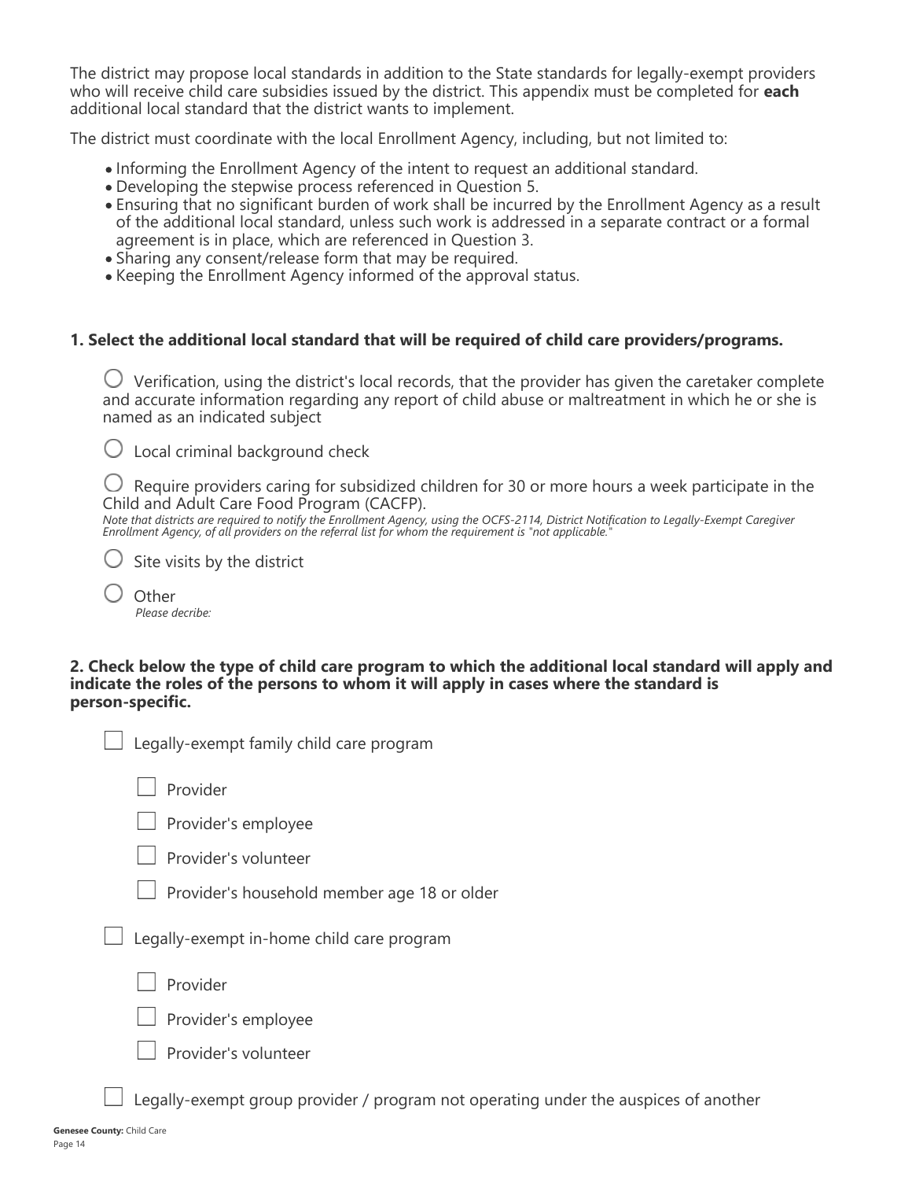The district may propose local standards in addition to the State standards for legally-exempt providers who will receive child care subsidies issued by the district. This appendix must be completed for **each** additional local standard that the district wants to implement.

The district must coordinate with the local Enrollment Agency, including, but not limited to:

- Informing the Enrollment Agency of the intent to request an additional standard.
- Developing the stepwise process referenced in Question 5.
- Ensuring that no significant burden of work shall be incurred by the Enrollment Agency as a result of the additional local standard, unless such work is addressed in a separate contract or a formal agreement is in place, which are referenced in Question 3.
- Sharing any consent/release form that may be required.
- Keeping the Enrollment Agency informed of the approval status.

**1. Select the additional local standard that will be required of child care providers/programs.**

○ Verification, using the district's local records, that the provider has given the caretaker complete and accurate information regarding any report of child abuse or maltreatment in which he or she is named as an indicated subject

○ Local criminal background check

○ Require providers caring for subsidized children for 30 or more hours a week participate in the Child and Adult Care Food Program (CACFP).
*Note that districts are required to notify the Enrollment Agency, using the OCFS-2114, District Notification to Legally-Exempt Caregiver Enrollment Agency, of all providers on the referral list for whom the requirement is "not applicable."*

○ Site visits by the district

○ Other
*Please decribe:*

**2. Check below the type of child care program to which the additional local standard will apply and indicate the roles of the persons to whom it will apply in cases where the standard is person-specific.**

☐ Legally-exempt family child care program

- ☐ Provider
- ☐ Provider's employee
- ☐ Provider's volunteer
- ☐ Provider's household member age 18 or older

☐ Legally-exempt in-home child care program

- ☐ Provider
- ☐ Provider's employee
- ☐ Provider's volunteer

☐ Legally-exempt group provider / program not operating under the auspices of another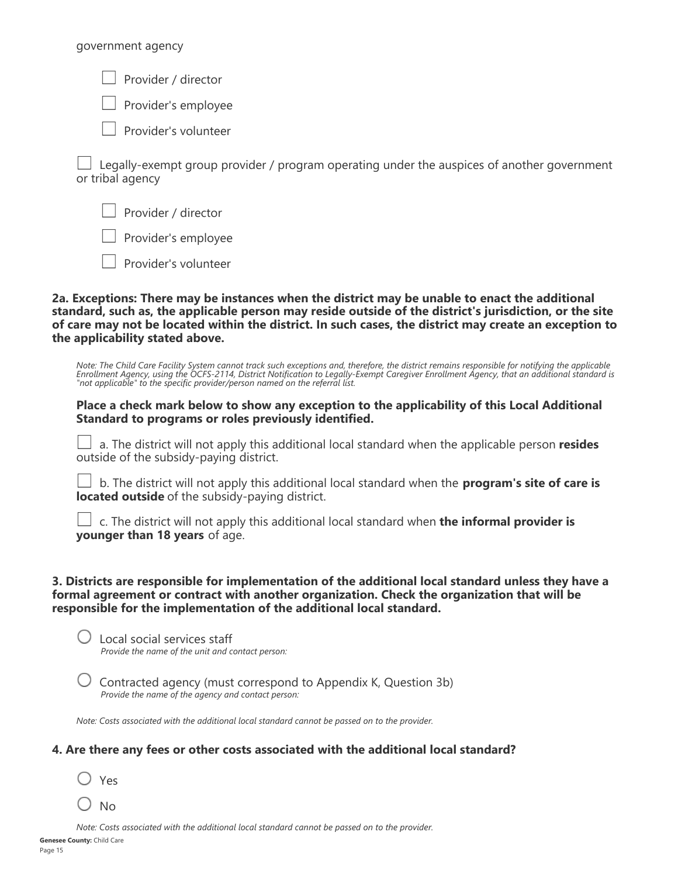government agency

- ☐ Provider / director
- ☐ Provider's employee
- ☐ Provider's volunteer

☐ Legally-exempt group provider / program operating under the auspices of another government or tribal agency

- ☐ Provider / director
- ☐ Provider's employee
- ☐ Provider's volunteer

**2a. Exceptions: There may be instances when the district may be unable to enact the additional standard, such as, the applicable person may reside outside of the district's jurisdiction, or the site of care may not be located within the district. In such cases, the district may create an exception to the applicability stated above.**

*Note: The Child Care Facility System cannot track such exceptions and, therefore, the district remains responsible for notifying the applicable Enrollment Agency, using the OCFS-2114, District Notification to Legally-Exempt Caregiver Enrollment Agency, that an additional standard is "not applicable" to the specific provider/person named on the referral list.*

**Place a check mark below to show any exception to the applicability of this Local Additional Standard to programs or roles previously identified.**

☐ a. The district will not apply this additional local standard when the applicable person **resides** outside of the subsidy-paying district.

☐ b. The district will not apply this additional local standard when the **program's site of care is located outside** of the subsidy-paying district.

☐ c. The district will not apply this additional local standard when **the informal provider is younger than 18 years** of age.

**3. Districts are responsible for implementation of the additional local standard unless they have a formal agreement or contract with another organization. Check the organization that will be responsible for the implementation of the additional local standard.**

○ Local social services staff
*Provide the name of the unit and contact person:*

○ Contracted agency (must correspond to Appendix K, Question 3b)
*Provide the name of the agency and contact person:*

*Note: Costs associated with the additional local standard cannot be passed on to the provider.*

**4. Are there any fees or other costs associated with the additional local standard?**

○ Yes

○ No

*Note: Costs associated with the additional local standard cannot be passed on to the provider.*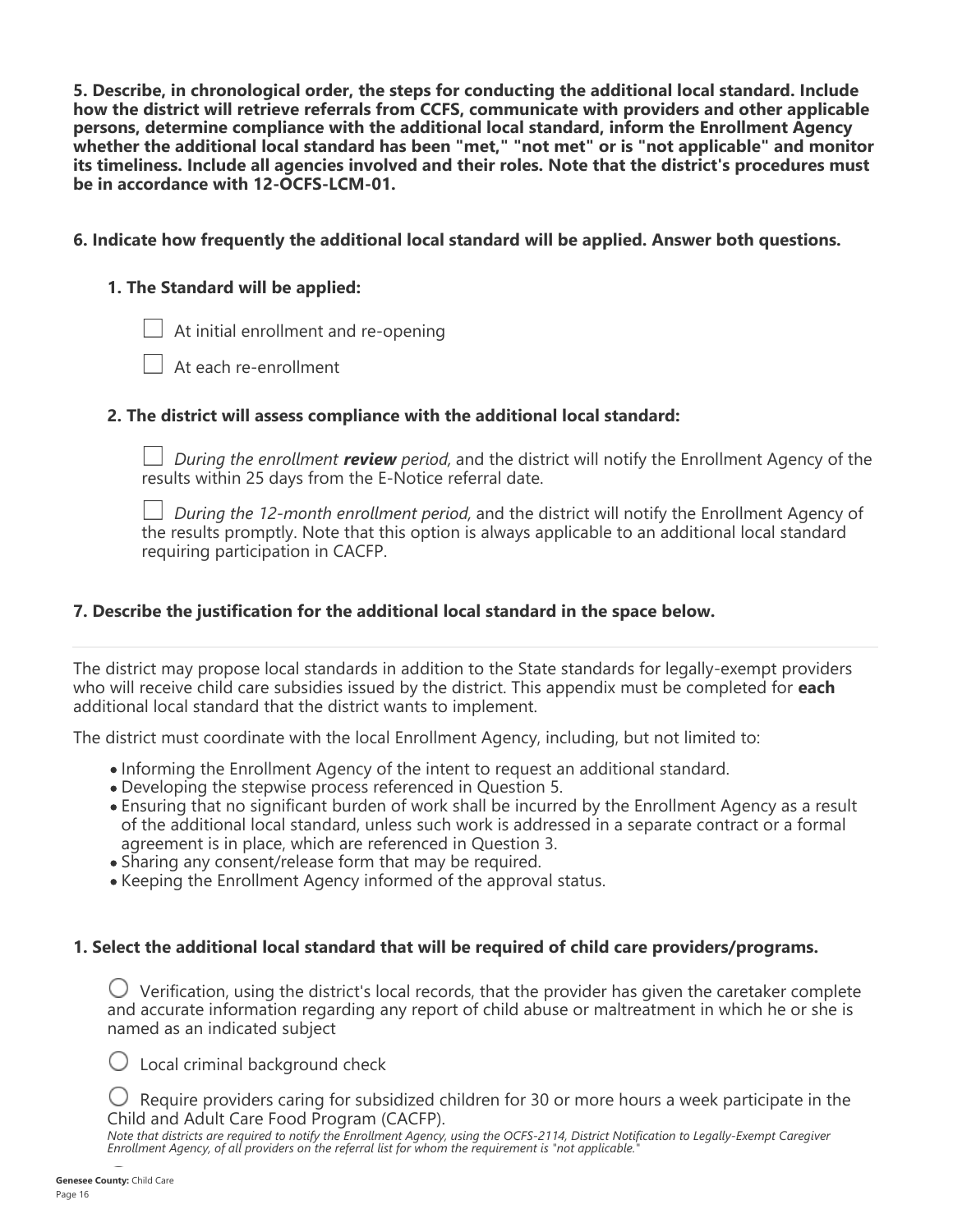**5. Describe, in chronological order, the steps for conducting the additional local standard. Include how the district will retrieve referrals from CCFS, communicate with providers and other applicable persons, determine compliance with the additional local standard, inform the Enrollment Agency whether the additional local standard has been "met," "not met" or is "not applicable" and monitor its timeliness. Include all agencies involved and their roles. Note that the district's procedures must be in accordance with 12-OCFS-LCM-01.**

**6. Indicate how frequently the additional local standard will be applied. Answer both questions.**

**1. The Standard will be applied:**

- ☐ At initial enrollment and re-opening
- ☐ At each re-enrollment

**2. The district will assess compliance with the additional local standard:**

- ☐ *During the enrollment **review** period,* and the district will notify the Enrollment Agency of the results within 25 days from the E-Notice referral date.
- ☐ *During the 12-month enrollment period,* and the district will notify the Enrollment Agency of the results promptly. Note that this option is always applicable to an additional local standard requiring participation in CACFP.

**7. Describe the justification for the additional local standard in the space below.**

---

The district may propose local standards in addition to the State standards for legally-exempt providers who will receive child care subsidies issued by the district. This appendix must be completed for **each** additional local standard that the district wants to implement.

The district must coordinate with the local Enrollment Agency, including, but not limited to:

- Informing the Enrollment Agency of the intent to request an additional standard.
- Developing the stepwise process referenced in Question 5.
- Ensuring that no significant burden of work shall be incurred by the Enrollment Agency as a result of the additional local standard, unless such work is addressed in a separate contract or a formal agreement is in place, which are referenced in Question 3.
- Sharing any consent/release form that may be required.
- Keeping the Enrollment Agency informed of the approval status.

**1. Select the additional local standard that will be required of child care providers/programs.**

- ◯ Verification, using the district's local records, that the provider has given the caretaker complete and accurate information regarding any report of child abuse or maltreatment in which he or she is named as an indicated subject
- ◯ Local criminal background check
- ◯ Require providers caring for subsidized children for 30 or more hours a week participate in the Child and Adult Care Food Program (CACFP).
  *Note that districts are required to notify the Enrollment Agency, using the OCFS-2114, District Notification to Legally-Exempt Caregiver Enrollment Agency, of all providers on the referral list for whom the requirement is "not applicable."*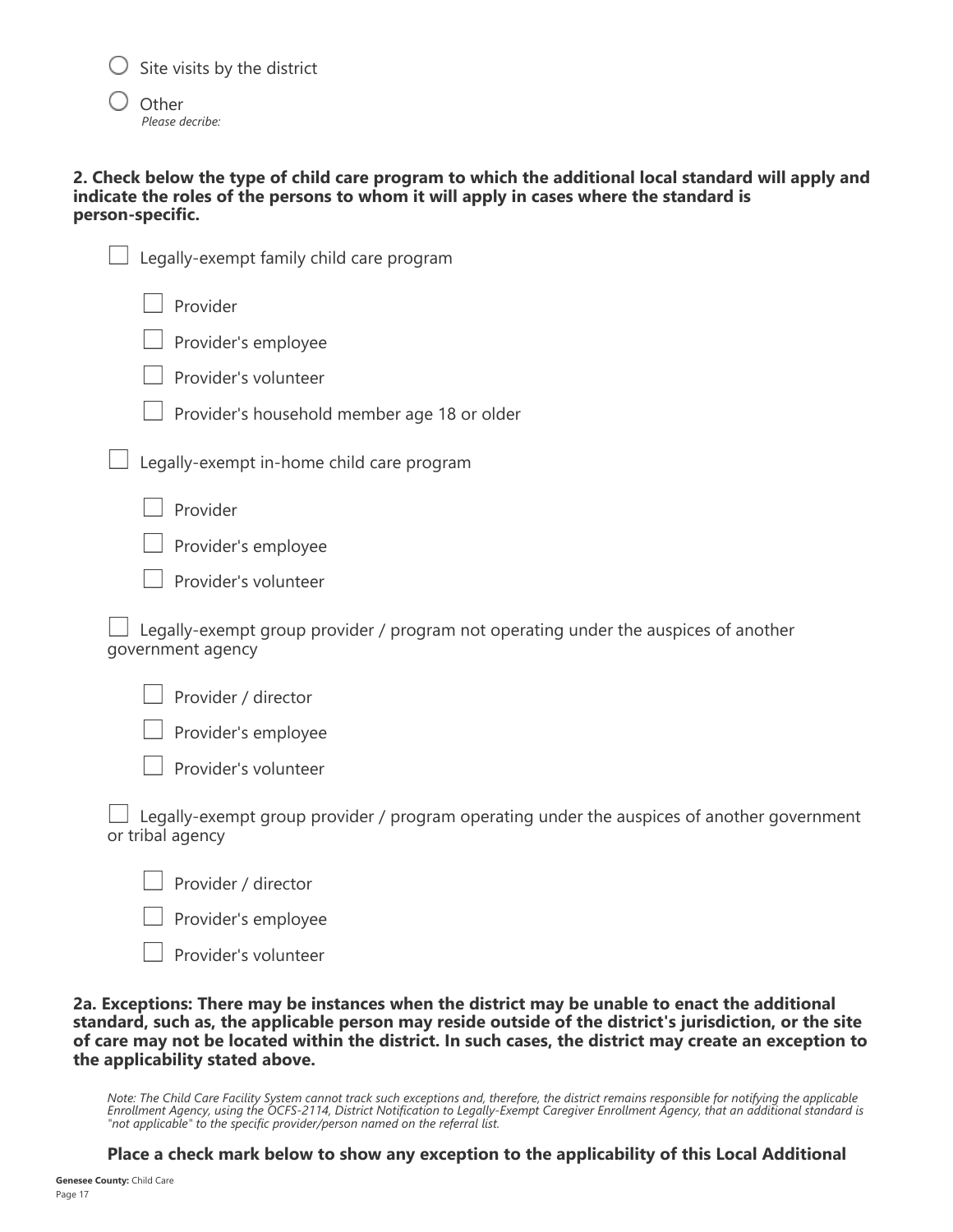- ○ Site visits by the district
- ○ Other
  *Please decribe:*

**2. Check below the type of child care program to which the additional local standard will apply and indicate the roles of the persons to whom it will apply in cases where the standard is person-specific.**

- ☐ Legally-exempt family child care program
  - ☐ Provider
  - ☐ Provider's employee
  - ☐ Provider's volunteer
  - ☐ Provider's household member age 18 or older
- ☐ Legally-exempt in-home child care program
  - ☐ Provider
  - ☐ Provider's employee
  - ☐ Provider's volunteer
- ☐ Legally-exempt group provider / program not operating under the auspices of another government agency
  - ☐ Provider / director
  - ☐ Provider's employee
  - ☐ Provider's volunteer
- ☐ Legally-exempt group provider / program operating under the auspices of another government or tribal agency
  - ☐ Provider / director
  - ☐ Provider's employee
  - ☐ Provider's volunteer

**2a. Exceptions: There may be instances when the district may be unable to enact the additional standard, such as, the applicable person may reside outside of the district's jurisdiction, or the site of care may not be located within the district. In such cases, the district may create an exception to the applicability stated above.**

*Note: The Child Care Facility System cannot track such exceptions and, therefore, the district remains responsible for notifying the applicable Enrollment Agency, using the OCFS-2114, District Notification to Legally-Exempt Caregiver Enrollment Agency, that an additional standard is "not applicable" to the specific provider/person named on the referral list.*

**Place a check mark below to show any exception to the applicability of this Local Additional**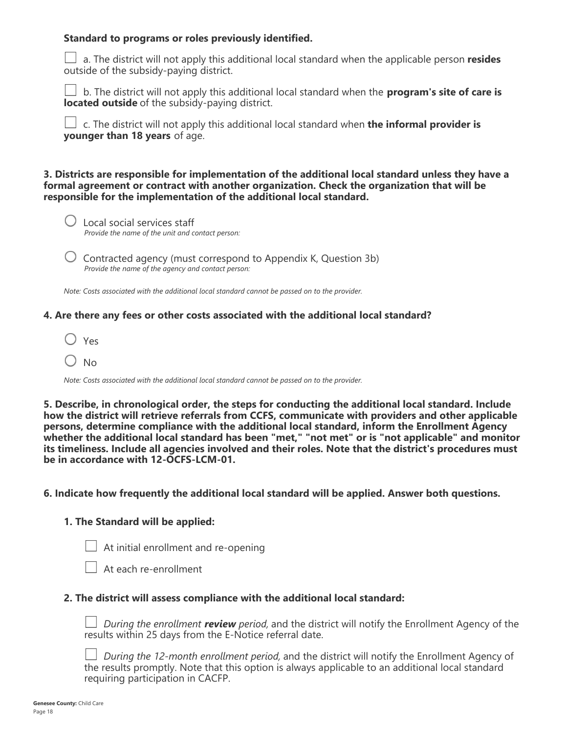**Standard to programs or roles previously identified.**

- ☐ a. The district will not apply this additional local standard when the applicable person **resides** outside of the subsidy-paying district.
- ☐ b. The district will not apply this additional local standard when the **program's site of care is located outside** of the subsidy-paying district.
- ☐ c. The district will not apply this additional local standard when **the informal provider is younger than 18 years** of age.

**3. Districts are responsible for implementation of the additional local standard unless they have a formal agreement or contract with another organization. Check the organization that will be responsible for the implementation of the additional local standard.**

- ○ Local social services staff
  *Provide the name of the unit and contact person:*
- ○ Contracted agency (must correspond to Appendix K, Question 3b)
  *Provide the name of the agency and contact person:*

*Note: Costs associated with the additional local standard cannot be passed on to the provider.*

**4. Are there any fees or other costs associated with the additional local standard?**

- ○ Yes
- ○ No

*Note: Costs associated with the additional local standard cannot be passed on to the provider.*

**5. Describe, in chronological order, the steps for conducting the additional local standard. Include how the district will retrieve referrals from CCFS, communicate with providers and other applicable persons, determine compliance with the additional local standard, inform the Enrollment Agency whether the additional local standard has been "met," "not met" or is "not applicable" and monitor its timeliness. Include all agencies involved and their roles. Note that the district's procedures must be in accordance with 12-OCFS-LCM-01.**

**6. Indicate how frequently the additional local standard will be applied. Answer both questions.**

**1. The Standard will be applied:**

- ☐ At initial enrollment and re-opening
- ☐ At each re-enrollment

**2. The district will assess compliance with the additional local standard:**

- ☐ *During the enrollment **review** period,* and the district will notify the Enrollment Agency of the results within 25 days from the E-Notice referral date.
- ☐ *During the 12-month enrollment period,* and the district will notify the Enrollment Agency of the results promptly. Note that this option is always applicable to an additional local standard requiring participation in CACFP.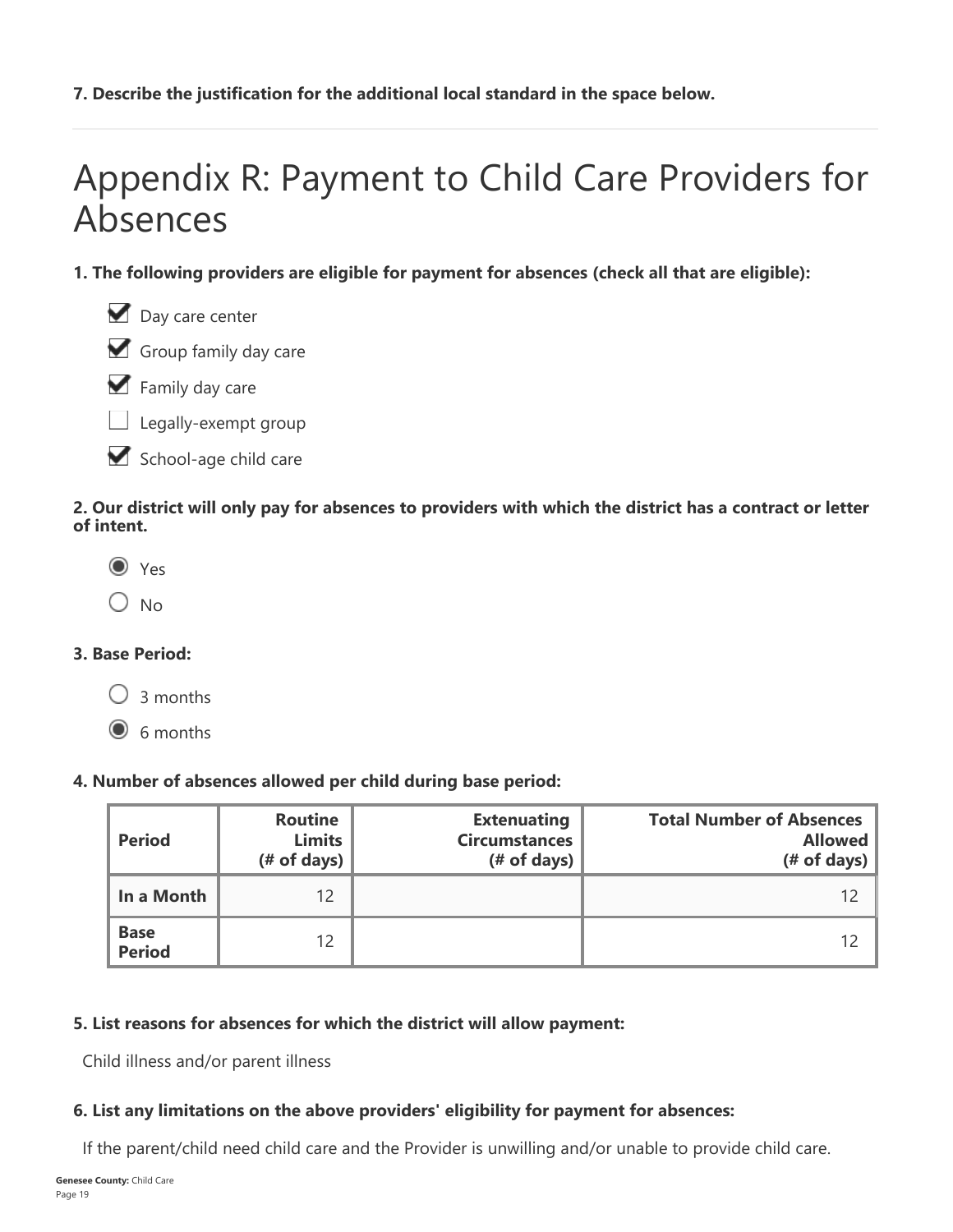**7. Describe the justification for the additional local standard in the space below.**

---

# Appendix R: Payment to Child Care Providers for Absences

**1. The following providers are eligible for payment for absences (check all that are eligible):**

- [x] Day care center
- [x] Group family day care
- [x] Family day care
- [ ] Legally-exempt group
- [x] School-age child care

**2. Our district will only pay for absences to providers with which the district has a contract or letter of intent.**

- (●) Yes
- ( ) No

**3. Base Period:**

- ( ) 3 months
- (●) 6 months

**4. Number of absences allowed per child during base period:**

| Period | Routine Limits (# of days) | Extenuating Circumstances (# of days) | Total Number of Absences Allowed (# of days) |
|---|---|---|---|
| In a Month | 12 | | 12 |
| Base Period | 12 | | 12 |

**5. List reasons for absences for which the district will allow payment:**

Child illness and/or parent illness

**6. List any limitations on the above providers' eligibility for payment for absences:**

If the parent/child need child care and the Provider is unwilling and/or unable to provide child care.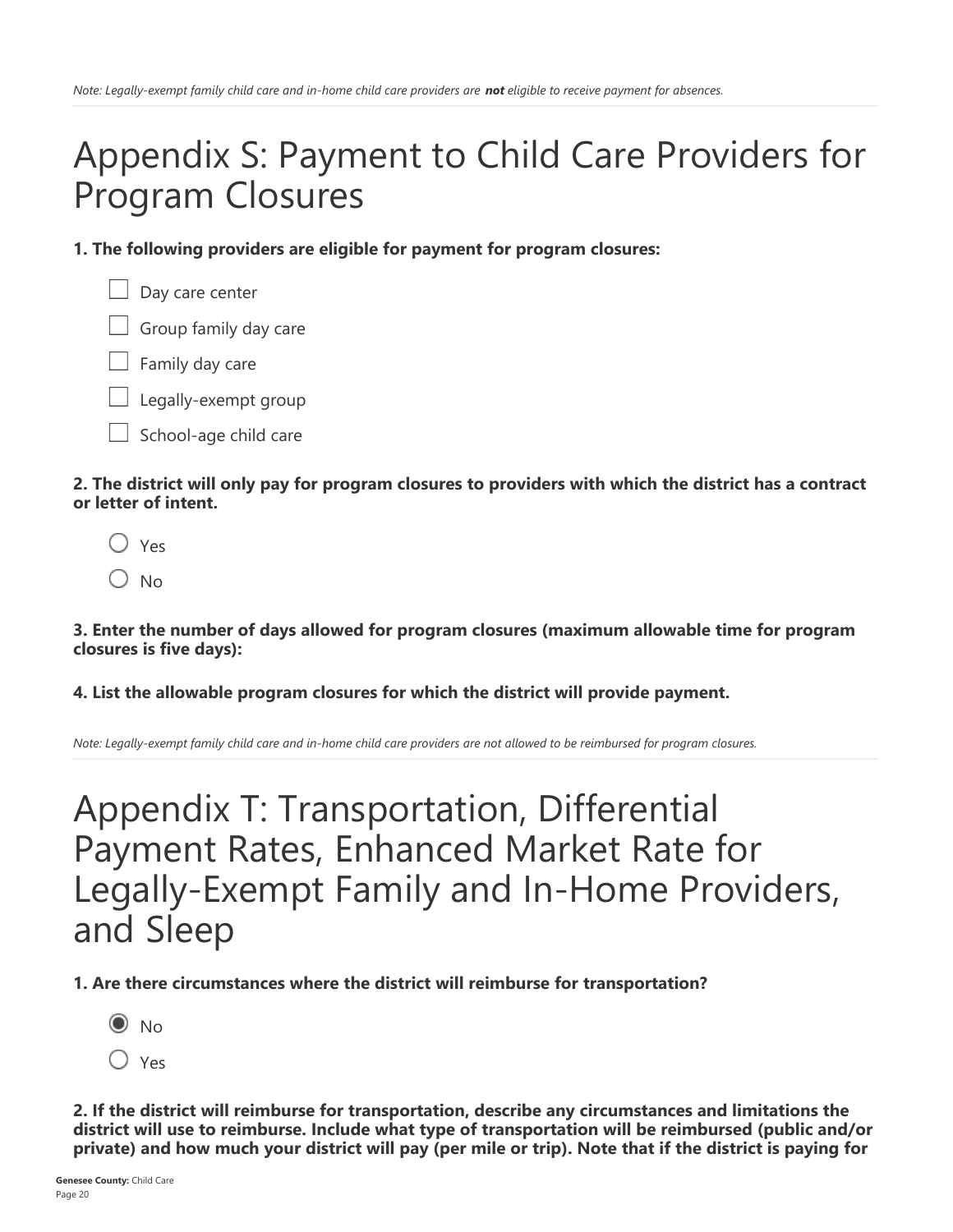*Note: Legally-exempt family child care and in-home child care providers are **not** eligible to receive payment for absences.*

# Appendix S: Payment to Child Care Providers for Program Closures

**1. The following providers are eligible for payment for program closures:**

- ☐ Day care center
- ☐ Group family day care
- ☐ Family day care
- ☐ Legally-exempt group
- ☐ School-age child care

**2. The district will only pay for program closures to providers with which the district has a contract or letter of intent.**

- ○ Yes
- ○ No

**3. Enter the number of days allowed for program closures (maximum allowable time for program closures is five days):**

**4. List the allowable program closures for which the district will provide payment.**

*Note: Legally-exempt family child care and in-home child care providers are not allowed to be reimbursed for program closures.*

# Appendix T: Transportation, Differential Payment Rates, Enhanced Market Rate for Legally-Exempt Family and In-Home Providers, and Sleep

**1. Are there circumstances where the district will reimburse for transportation?**

- ◉ No
- ○ Yes

**2. If the district will reimburse for transportation, describe any circumstances and limitations the district will use to reimburse. Include what type of transportation will be reimbursed (public and/or private) and how much your district will pay (per mile or trip). Note that if the district is paying for**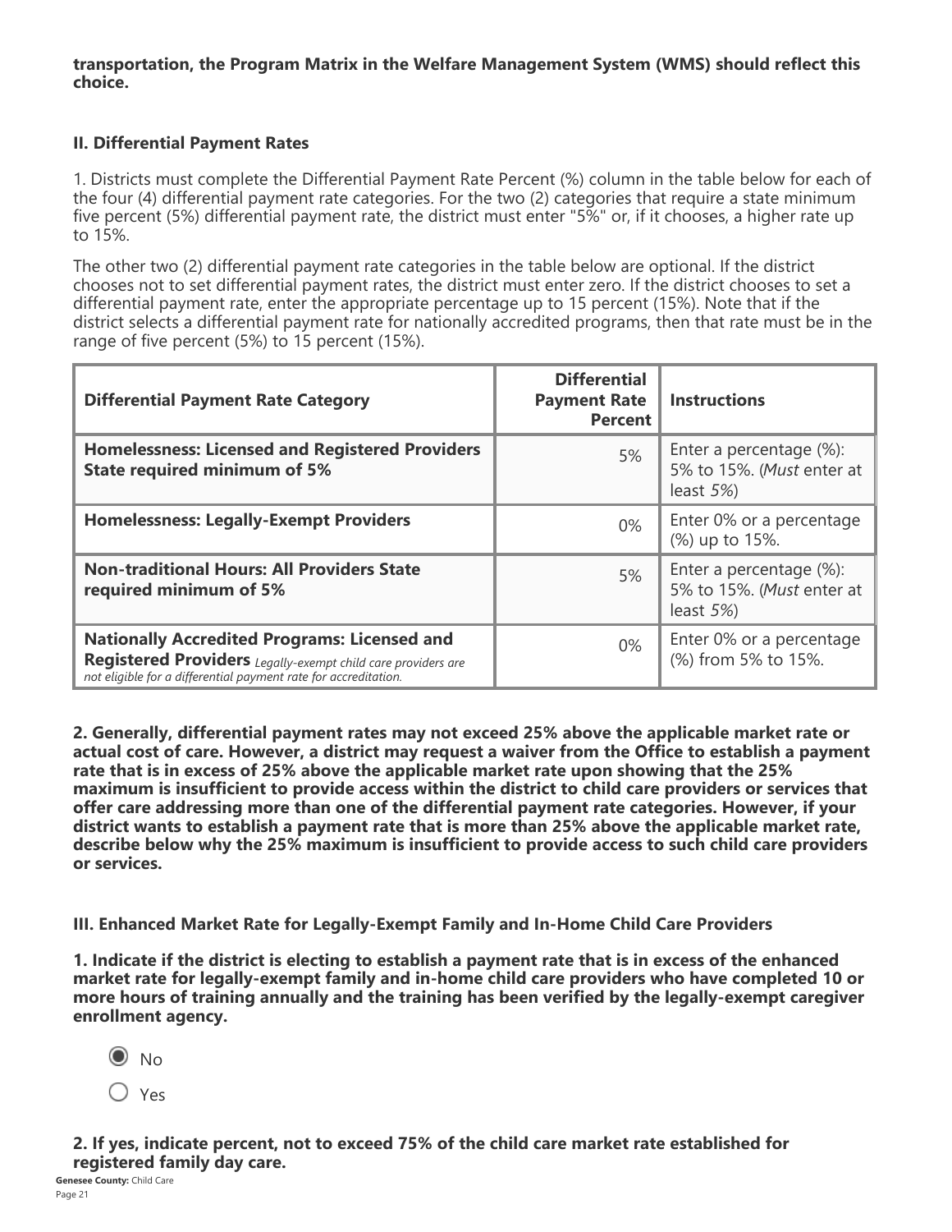**transportation, the Program Matrix in the Welfare Management System (WMS) should reflect this choice.**

### II. Differential Payment Rates

1. Districts must complete the Differential Payment Rate Percent (%) column in the table below for each of the four (4) differential payment rate categories. For the two (2) categories that require a state minimum five percent (5%) differential payment rate, the district must enter "5%" or, if it chooses, a higher rate up to 15%.

The other two (2) differential payment rate categories in the table below are optional. If the district chooses not to set differential payment rates, the district must enter zero. If the district chooses to set a differential payment rate, enter the appropriate percentage up to 15 percent (15%). Note that if the district selects a differential payment rate for nationally accredited programs, then that rate must be in the range of five percent (5%) to 15 percent (15%).

| Differential Payment Rate Category | Differential Payment Rate Percent | Instructions |
|---|---|---|
| **Homelessness: Licensed and Registered Providers State required minimum of 5%** | 5% | Enter a percentage (%): 5% to 15%. (*Must* enter at least *5%*) |
| **Homelessness: Legally-Exempt Providers** | 0% | Enter 0% or a percentage (%) up to 15%. |
| **Non-traditional Hours: All Providers State required minimum of 5%** | 5% | Enter a percentage (%): 5% to 15%. (*Must* enter at least *5%*) |
| **Nationally Accredited Programs: Licensed and Registered Providers** *Legally-exempt child care providers are not eligible for a differential payment rate for accreditation.* | 0% | Enter 0% or a percentage (%) from 5% to 15%. |

**2. Generally, differential payment rates may not exceed 25% above the applicable market rate or actual cost of care. However, a district may request a waiver from the Office to establish a payment rate that is in excess of 25% above the applicable market rate upon showing that the 25% maximum is insufficient to provide access within the district to child care providers or services that offer care addressing more than one of the differential payment rate categories. However, if your district wants to establish a payment rate that is more than 25% above the applicable market rate, describe below why the 25% maximum is insufficient to provide access to such child care providers or services.**

### III. Enhanced Market Rate for Legally-Exempt Family and In-Home Child Care Providers

**1. Indicate if the district is electing to establish a payment rate that is in excess of the enhanced market rate for legally-exempt family and in-home child care providers who have completed 10 or more hours of training annually and the training has been verified by the legally-exempt caregiver enrollment agency.**

- (●) No
- ( ) Yes

**2. If yes, indicate percent, not to exceed 75% of the child care market rate established for registered family day care.**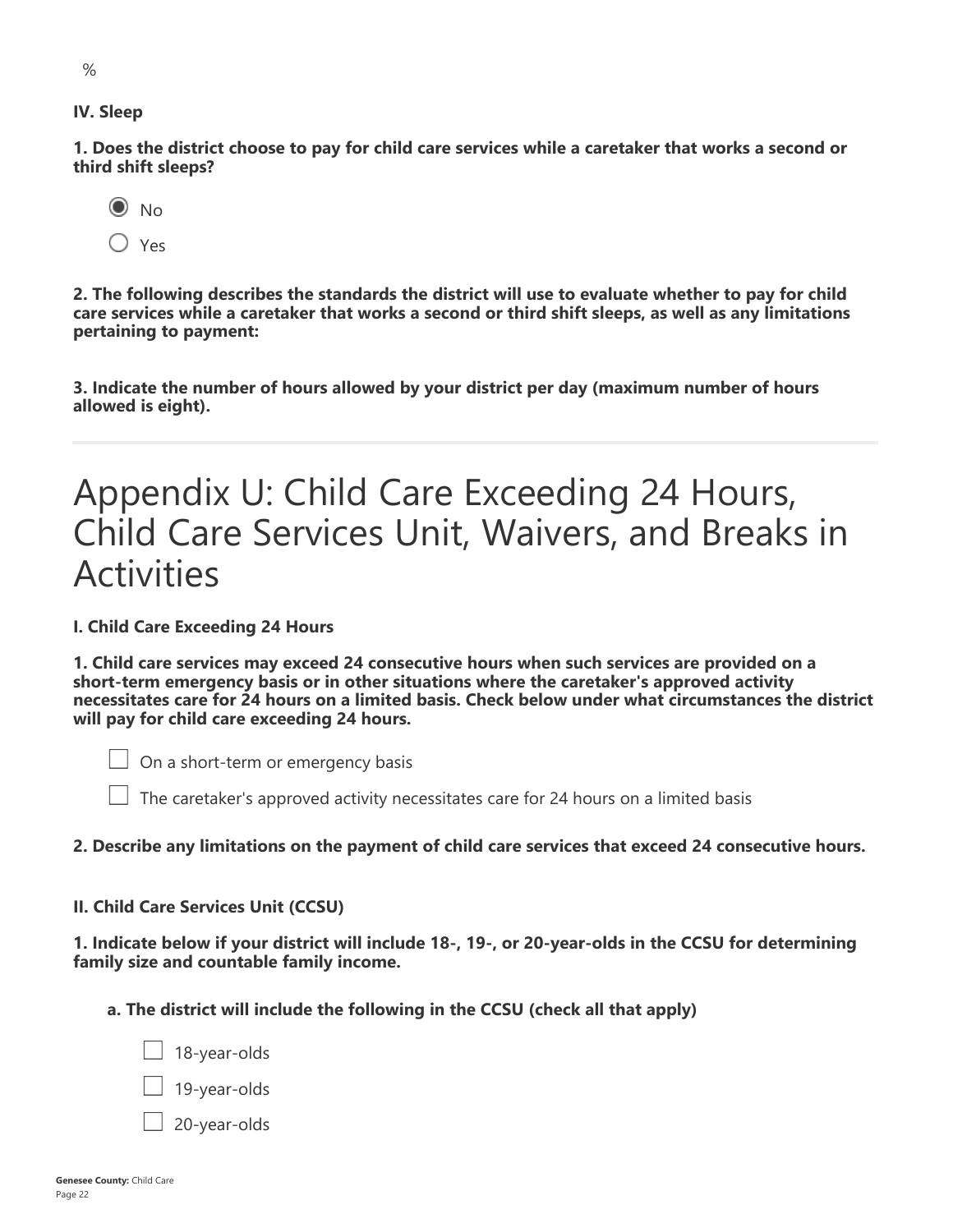%

**IV. Sleep**

**1. Does the district choose to pay for child care services while a caretaker that works a second or third shift sleeps?**

- (●) No
- ( ) Yes

**2. The following describes the standards the district will use to evaluate whether to pay for child care services while a caretaker that works a second or third shift sleeps, as well as any limitations pertaining to payment:**

**3. Indicate the number of hours allowed by your district per day (maximum number of hours allowed is eight).**

---

# Appendix U: Child Care Exceeding 24 Hours, Child Care Services Unit, Waivers, and Breaks in Activities

**I. Child Care Exceeding 24 Hours**

**1. Child care services may exceed 24 consecutive hours when such services are provided on a short-term emergency basis or in other situations where the caretaker's approved activity necessitates care for 24 hours on a limited basis. Check below under what circumstances the district will pay for child care exceeding 24 hours.**

- [ ] On a short-term or emergency basis
- [ ] The caretaker's approved activity necessitates care for 24 hours on a limited basis

**2. Describe any limitations on the payment of child care services that exceed 24 consecutive hours.**

**II. Child Care Services Unit (CCSU)**

**1. Indicate below if your district will include 18-, 19-, or 20-year-olds in the CCSU for determining family size and countable family income.**

**a. The district will include the following in the CCSU (check all that apply)**

- [ ] 18-year-olds
- [ ] 19-year-olds
- [ ] 20-year-olds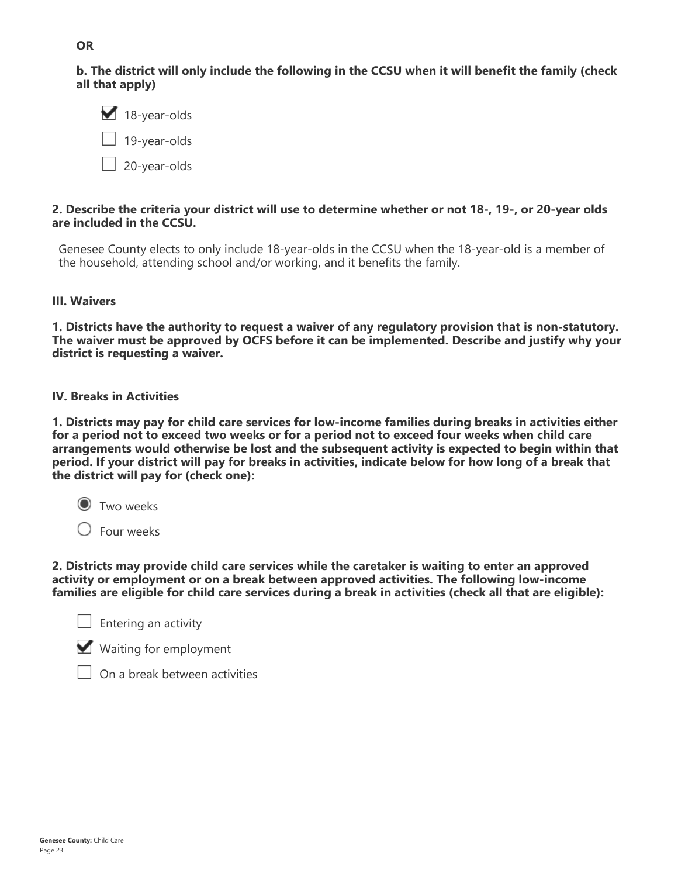**OR**

**b. The district will only include the following in the CCSU when it will benefit the family (check all that apply)**

- [x] 18-year-olds
- [ ] 19-year-olds
- [ ] 20-year-olds

**2. Describe the criteria your district will use to determine whether or not 18-, 19-, or 20-year olds are included in the CCSU.**

Genesee County elects to only include 18-year-olds in the CCSU when the 18-year-old is a member of the household, attending school and/or working, and it benefits the family.

**III. Waivers**

**1. Districts have the authority to request a waiver of any regulatory provision that is non-statutory. The waiver must be approved by OCFS before it can be implemented. Describe and justify why your district is requesting a waiver.**

**IV. Breaks in Activities**

**1. Districts may pay for child care services for low-income families during breaks in activities either for a period not to exceed two weeks or for a period not to exceed four weeks when child care arrangements would otherwise be lost and the subsequent activity is expected to begin within that period. If your district will pay for breaks in activities, indicate below for how long of a break that the district will pay for (check one):**

- (●) Two weeks
- ( ) Four weeks

**2. Districts may provide child care services while the caretaker is waiting to enter an approved activity or employment or on a break between approved activities. The following low-income families are eligible for child care services during a break in activities (check all that are eligible):**

- [ ] Entering an activity
- [x] Waiting for employment
- [ ] On a break between activities